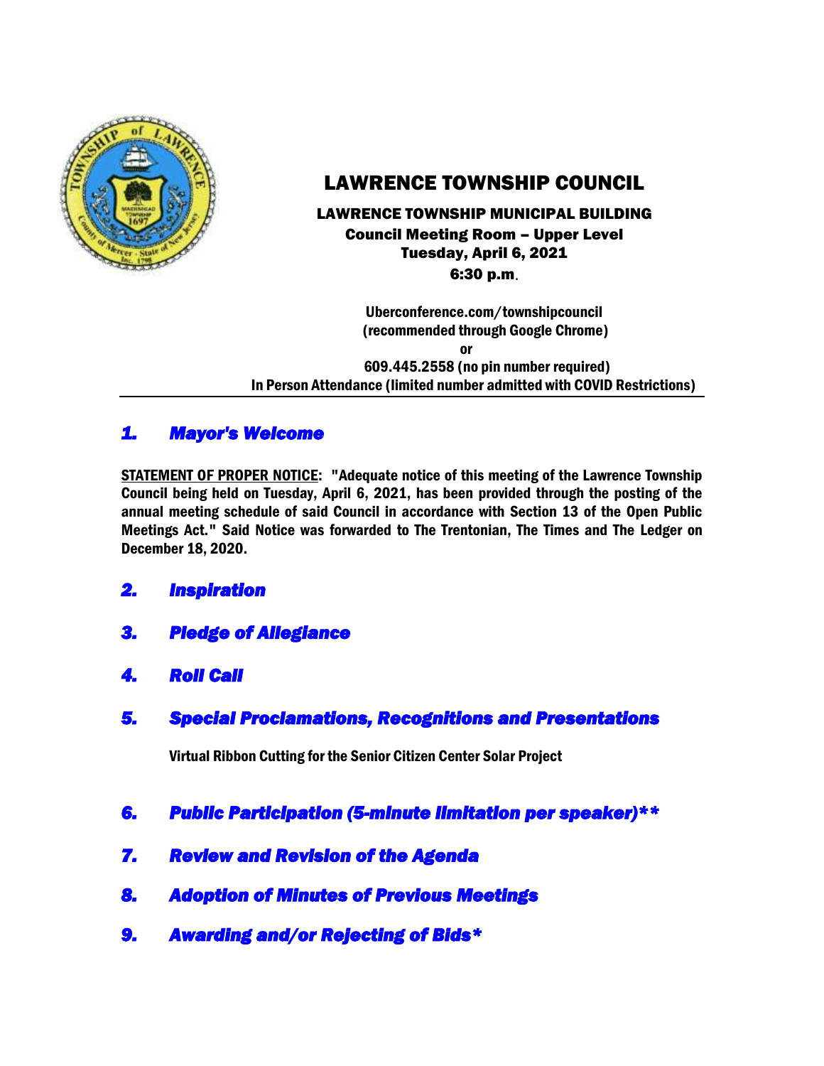# LAWRENCE TOWNSHIP COUNCIL

**LAWRENCE TOWNSHIP MUNICIPAL BUILDING**
**Council Meeting Room – Upper Level**
**Tuesday, April 6, 2021**
**6:30 p.m.**

**Uberconference.com/townshipcouncil**
**(recommended through Google Chrome)**
**or**
**609.445.2558 (no pin number required)**
**In Person Attendance (limited number admitted with COVID Restrictions)**

---

## *1. Mayor's Welcome*

**STATEMENT OF PROPER NOTICE: "Adequate notice of this meeting of the Lawrence Township Council being held on Tuesday, April 6, 2021, has been provided through the posting of the annual meeting schedule of said Council in accordance with Section 13 of the Open Public Meetings Act." Said Notice was forwarded to The Trentonian, The Times and The Ledger on December 18, 2020.**

## *2. Inspiration*

## *3. Pledge of Allegiance*

## *4. Roll Call*

## *5. Special Proclamations, Recognitions and Presentations*

**Virtual Ribbon Cutting for the Senior Citizen Center Solar Project**

## *6. Public Participation (5-minute limitation per speaker)***

## *7. Review and Revision of the Agenda*

## *8. Adoption of Minutes of Previous Meetings*

## *9. Awarding and/or Rejecting of Bids**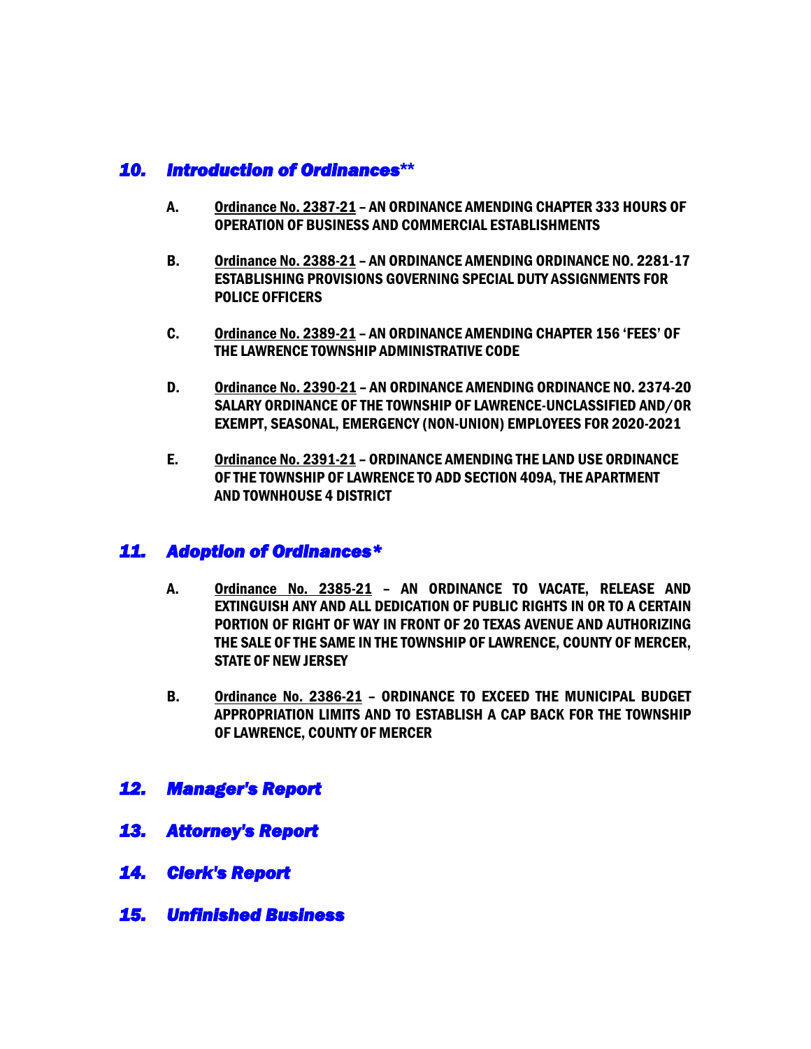## *10. Introduction of Ordinances***

**A.** **<u>Ordinance No. 2387-21</u> – AN ORDINANCE AMENDING CHAPTER 333 HOURS OF OPERATION OF BUSINESS AND COMMERCIAL ESTABLISHMENTS**

**B.** **<u>Ordinance No. 2388-21</u> – AN ORDINANCE AMENDING ORDINANCE NO. 2281-17 ESTABLISHING PROVISIONS GOVERNING SPECIAL DUTY ASSIGNMENTS FOR POLICE OFFICERS**

**C.** **<u>Ordinance No. 2389-21</u> – AN ORDINANCE AMENDING CHAPTER 156 'FEES' OF THE LAWRENCE TOWNSHIP ADMINISTRATIVE CODE**

**D.** **<u>Ordinance No. 2390-21</u> – AN ORDINANCE AMENDING ORDINANCE NO. 2374-20 SALARY ORDINANCE OF THE TOWNSHIP OF LAWRENCE-UNCLASSIFIED AND/OR EXEMPT, SEASONAL, EMERGENCY (NON-UNION) EMPLOYEES FOR 2020-2021**

**E.** **<u>Ordinance No. 2391-21</u> – ORDINANCE AMENDING THE LAND USE ORDINANCE OF THE TOWNSHIP OF LAWRENCE TO ADD SECTION 409A, THE APARTMENT AND TOWNHOUSE 4 DISTRICT**

## *11. Adoption of Ordinances**

**A.** **<u>Ordinance No. 2385-21</u> – AN ORDINANCE TO VACATE, RELEASE AND EXTINGUISH ANY AND ALL DEDICATION OF PUBLIC RIGHTS IN OR TO A CERTAIN PORTION OF RIGHT OF WAY IN FRONT OF 20 TEXAS AVENUE AND AUTHORIZING THE SALE OF THE SAME IN THE TOWNSHIP OF LAWRENCE, COUNTY OF MERCER, STATE OF NEW JERSEY**

**B.** **<u>Ordinance No. 2386-21</u> – ORDINANCE TO EXCEED THE MUNICIPAL BUDGET APPROPRIATION LIMITS AND TO ESTABLISH A CAP BACK FOR THE TOWNSHIP OF LAWRENCE, COUNTY OF MERCER**

## *12. Manager's Report*

## *13. Attorney's Report*

## *14. Clerk's Report*

## *15. Unfinished Business*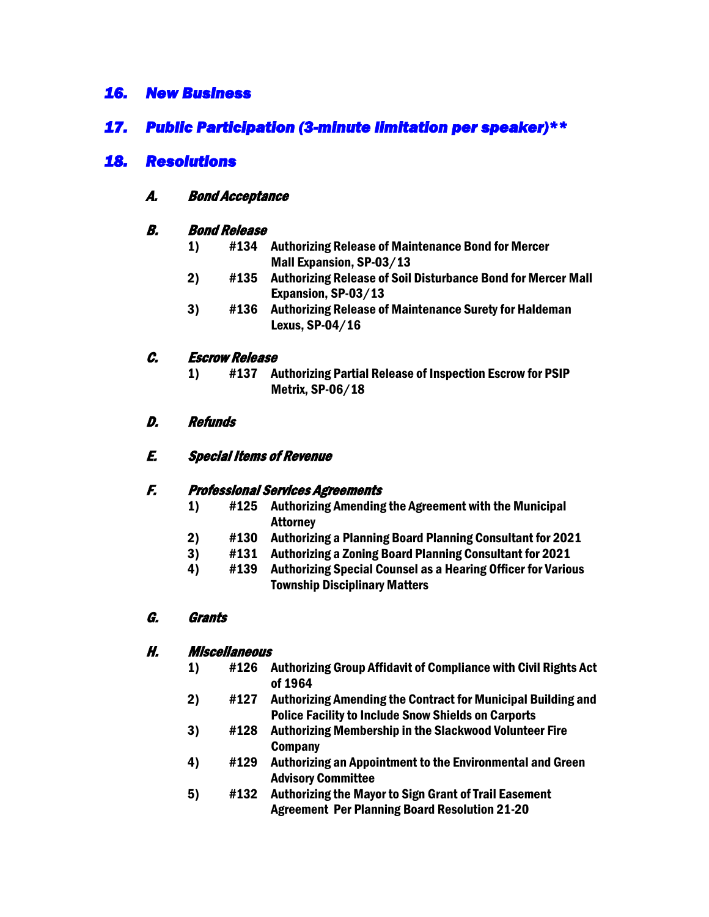## *16. New Business*

## *17. Public Participation (3-minute limitation per speaker)***

## *18. Resolutions*

### *A. Bond Acceptance*

### *B. Bond Release*

1) **#134 Authorizing Release of Maintenance Bond for Mercer Mall Expansion, SP-03/13**
2) **#135 Authorizing Release of Soil Disturbance Bond for Mercer Mall Expansion, SP-03/13**
3) **#136 Authorizing Release of Maintenance Surety for Haldeman Lexus, SP-04/16**

### *C. Escrow Release*

1) **#137 Authorizing Partial Release of Inspection Escrow for PSIP Metrix, SP-06/18**

### *D. Refunds*

### *E. Special Items of Revenue*

### *F. Professional Services Agreements*

1) **#125 Authorizing Amending the Agreement with the Municipal Attorney**
2) **#130 Authorizing a Planning Board Planning Consultant for 2021**
3) **#131 Authorizing a Zoning Board Planning Consultant for 2021**
4) **#139 Authorizing Special Counsel as a Hearing Officer for Various Township Disciplinary Matters**

### *G. Grants*

### *H. Miscellaneous*

1) **#126 Authorizing Group Affidavit of Compliance with Civil Rights Act of 1964**
2) **#127 Authorizing Amending the Contract for Municipal Building and Police Facility to Include Snow Shields on Carports**
3) **#128 Authorizing Membership in the Slackwood Volunteer Fire Company**
4) **#129 Authorizing an Appointment to the Environmental and Green Advisory Committee**
5) **#132 Authorizing the Mayor to Sign Grant of Trail Easement Agreement Per Planning Board Resolution 21-20**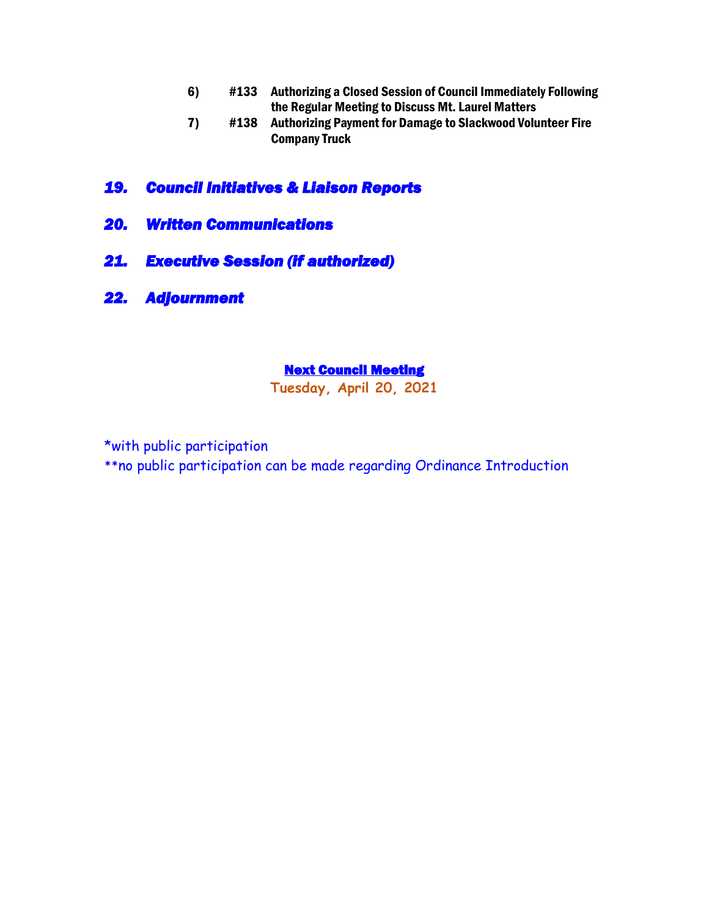6) #133 Authorizing a Closed Session of Council Immediately Following the Regular Meeting to Discuss Mt. Laurel Matters

7) #138 Authorizing Payment for Damage to Slackwood Volunteer Fire Company Truck

## *19. Council Initiatives & Liaison Reports*

## *20. Written Communications*

## *21. Executive Session (if authorized)*

## *22. Adjournment*

**Next Council Meeting**

**Tuesday, April 20, 2021**

*with public participation

**no public participation can be made regarding Ordinance Introduction